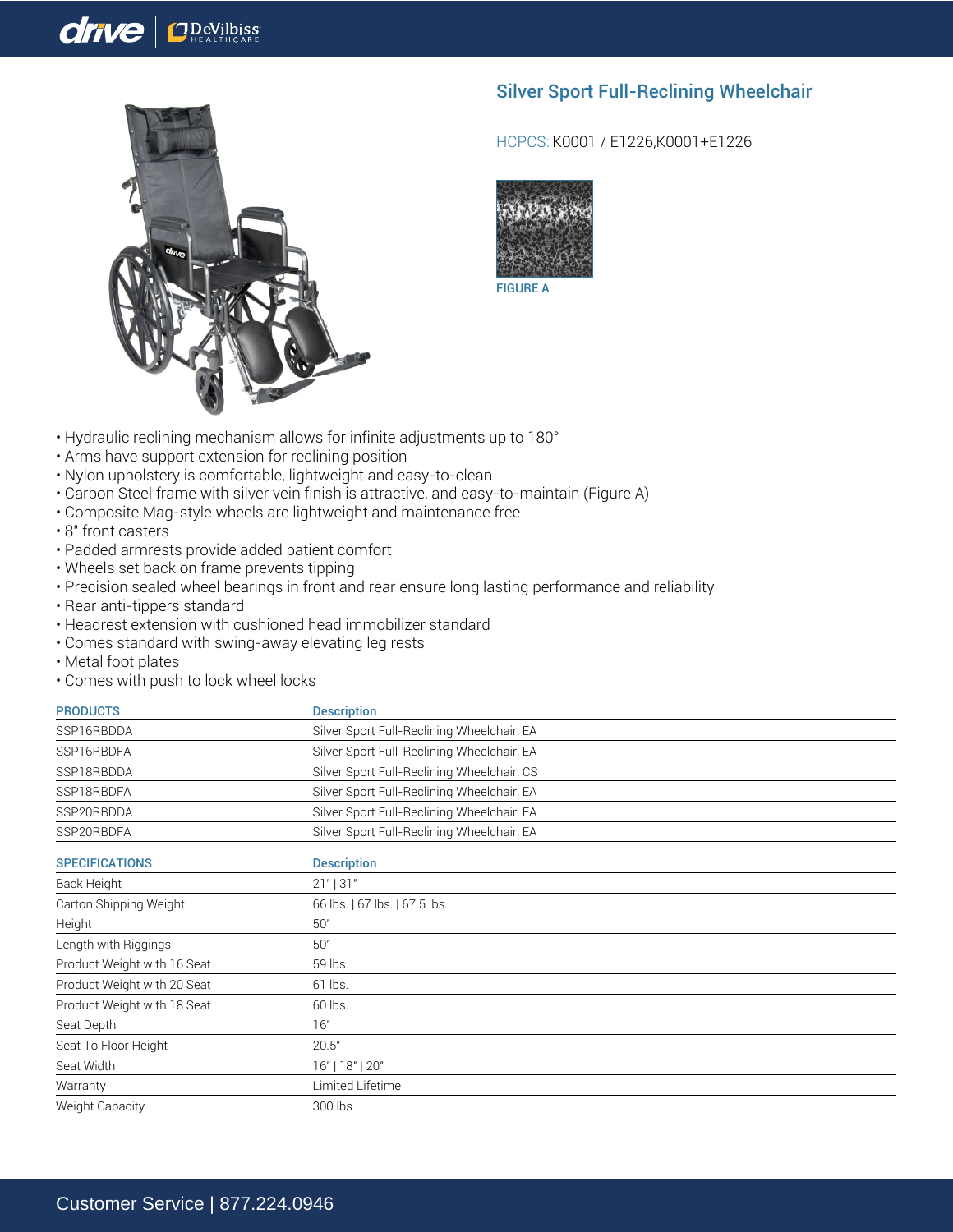# Silver Sport Full-Reclining Wheelchair

HCPCS: K0001 / E1226,K0001+E1226

FIGURE A

- Hydraulic reclining mechanism allows for infinite adjustments up to 180°
- Arms have support extension for reclining position
- Nylon upholstery is comfortable, lightweight and easy-to-clean
- Carbon Steel frame with silver vein finish is attractive, and easy-to-maintain (Figure A)
- Composite Mag-style wheels are lightweight and maintenance free
- 8" front casters
- Padded armrests provide added patient comfort
- Wheels set back on frame prevents tipping
- Precision sealed wheel bearings in front and rear ensure long lasting performance and reliability
- Rear anti-tippers standard
- Headrest extension with cushioned head immobilizer standard
- Comes standard with swing-away elevating leg rests
- Metal foot plates
- Comes with push to lock wheel locks

| PRODUCTS | Description |
|---|---|
| SSP16RBDDA | Silver Sport Full-Reclining Wheelchair, EA |
| SSP16RBDFA | Silver Sport Full-Reclining Wheelchair, EA |
| SSP18RBDDA | Silver Sport Full-Reclining Wheelchair, CS |
| SSP18RBDFA | Silver Sport Full-Reclining Wheelchair, EA |
| SSP20RBDDA | Silver Sport Full-Reclining Wheelchair, EA |
| SSP20RBDFA | Silver Sport Full-Reclining Wheelchair, EA |

| SPECIFICATIONS | Description |
|---|---|
| Back Height | 21" \| 31" |
| Carton Shipping Weight | 66 lbs. \| 67 lbs. \| 67.5 lbs. |
| Height | 50" |
| Length with Riggings | 50" |
| Product Weight with 16 Seat | 59 lbs. |
| Product Weight with 20 Seat | 61 lbs. |
| Product Weight with 18 Seat | 60 lbs. |
| Seat Depth | 16" |
| Seat To Floor Height | 20.5" |
| Seat Width | 16" \| 18" \| 20" |
| Warranty | Limited Lifetime |
| Weight Capacity | 300 lbs |

Customer Service | 877.224.0946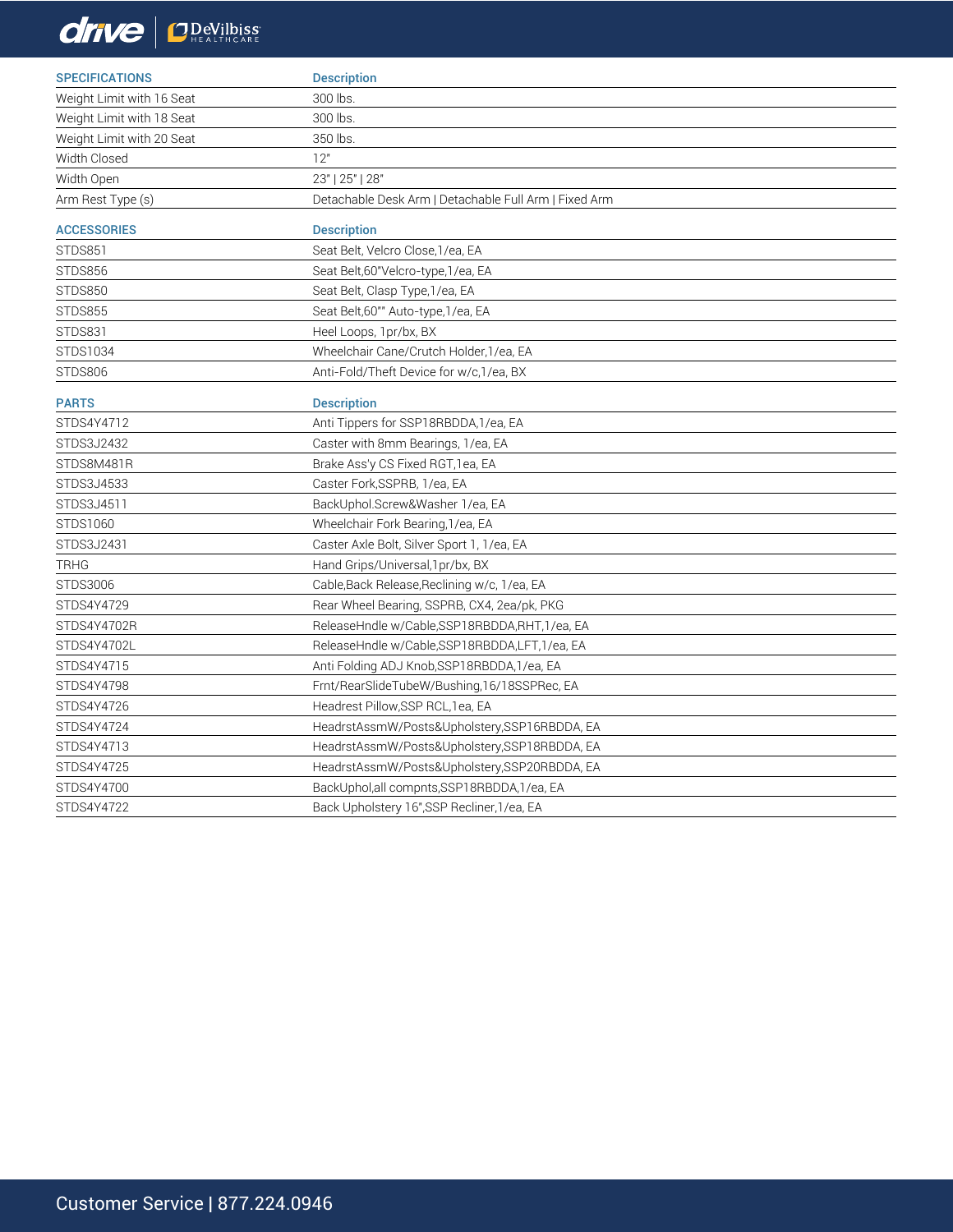| SPECIFICATIONS | Description |
| --- | --- |
| Weight Limit with 16 Seat | 300 lbs. |
| Weight Limit with 18 Seat | 300 lbs. |
| Weight Limit with 20 Seat | 350 lbs. |
| Width Closed | 12" |
| Width Open | 23" \| 25" \| 28" |
| Arm Rest Type (s) | Detachable Desk Arm \| Detachable Full Arm \| Fixed Arm |

| ACCESSORIES | Description |
| --- | --- |
| STDS851 | Seat Belt, Velcro Close,1/ea, EA |
| STDS856 | Seat Belt,60"Velcro-type,1/ea, EA |
| STDS850 | Seat Belt, Clasp Type,1/ea, EA |
| STDS855 | Seat Belt,60"" Auto-type,1/ea, EA |
| STDS831 | Heel Loops, 1pr/bx, BX |
| STDS1034 | Wheelchair Cane/Crutch Holder,1/ea, EA |
| STDS806 | Anti-Fold/Theft Device for w/c,1/ea, BX |

| PARTS | Description |
| --- | --- |
| STDS4Y4712 | Anti Tippers for SSP18RBDDA,1/ea, EA |
| STDS3J2432 | Caster with 8mm Bearings, 1/ea, EA |
| STDS8M481R | Brake Ass'y CS Fixed RGT,1ea, EA |
| STDS3J4533 | Caster Fork,SSPRB, 1/ea, EA |
| STDS3J4511 | BackUphol.Screw&Washer 1/ea, EA |
| STDS1060 | Wheelchair Fork Bearing,1/ea, EA |
| STDS3J2431 | Caster Axle Bolt, Silver Sport 1, 1/ea, EA |
| TRHG | Hand Grips/Universal,1pr/bx, BX |
| STDS3006 | Cable,Back Release,Reclining w/c, 1/ea, EA |
| STDS4Y4729 | Rear Wheel Bearing, SSPRB, CX4, 2ea/pk, PKG |
| STDS4Y4702R | ReleaseHndle w/Cable,SSP18RBDDA,RHT,1/ea, EA |
| STDS4Y4702L | ReleaseHndle w/Cable,SSP18RBDDA,LFT,1/ea, EA |
| STDS4Y4715 | Anti Folding ADJ Knob,SSP18RBDDA,1/ea, EA |
| STDS4Y4798 | Frnt/RearSlideTubeW/Bushing,16/18SSPRec, EA |
| STDS4Y4726 | Headrest Pillow,SSP RCL,1ea, EA |
| STDS4Y4724 | HeadrstAssmW/Posts&Upholstery,SSP16RBDDA, EA |
| STDS4Y4713 | HeadrstAssmW/Posts&Upholstery,SSP18RBDDA, EA |
| STDS4Y4725 | HeadrstAssmW/Posts&Upholstery,SSP20RBDDA, EA |
| STDS4Y4700 | BackUphol,all compnts,SSP18RBDDA,1/ea, EA |
| STDS4Y4722 | Back Upholstery 16",SSP Recliner,1/ea, EA |

Customer Service | 877.224.0946